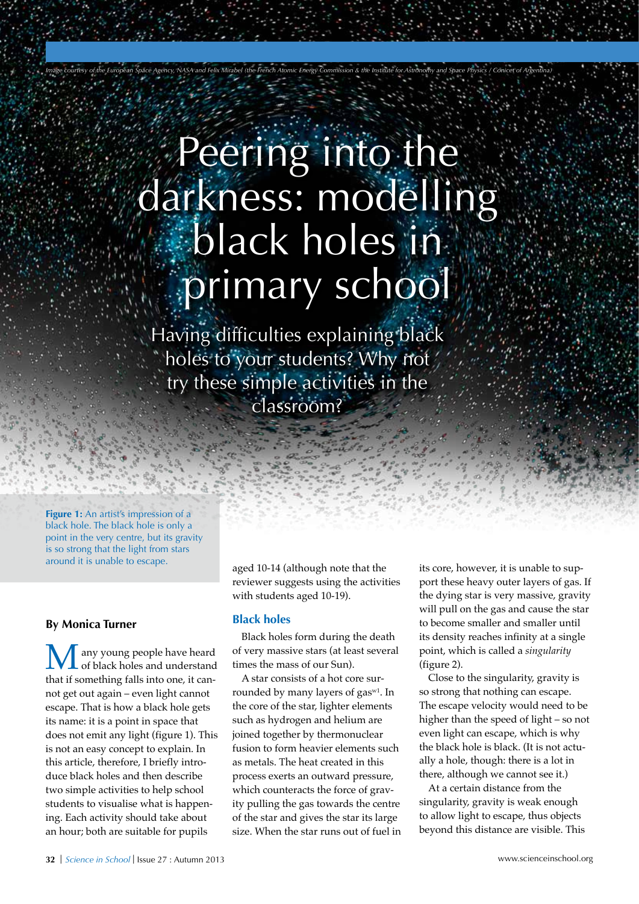*Image courtesy of the European Space Agency, NASA and Felix Mirabel (the French Atomic Energy Commission & the Institute for Astronomy and Space Physics / Conicet of Argentina)*

# Peering into the darkness: modelling black holes in primary school

Having difficulties explaining black holes to your students? Why not try these simple activities in the classroom?

**Figure 1:** An artist's impression of a black hole. The black hole is only a point in the very centre, but its gravity is so strong that the light from stars around it is unable to escape.

**By Monica Turner**

Many young people have heard of black holes and understand that if something falls into one, it cannot get out again – even light cannot escape. That is how a black hole gets its name: it is a point in space that does not emit any light (figure 1). This is not an easy concept to explain. In this article, therefore, I briefly introduce black holes and then describe two simple activities to help school students to visualise what is happening. Each activity should take about an hour; both are suitable for pupils aged 10-14 (although note that the reviewer suggests using the activities with students aged 10-19).

## Black holes

Black holes form during the death of very massive stars (at least several times the mass of our Sun).

A star consists of a hot core surrounded by many layers of gas[w1]. In the core of the star, lighter elements such as hydrogen and helium are joined together by thermonuclear fusion to form heavier elements such as metals. The heat created in this process exerts an outward pressure, which counteracts the force of gravity pulling the gas towards the centre of the star and gives the star its large size. When the star runs out of fuel in its core, however, it is unable to support these heavy outer layers of gas. If the dying star is very massive, gravity will pull on the gas and cause the star to become smaller and smaller until its density reaches infinity at a single point, which is called a *singularity* (figure 2).

Close to the singularity, gravity is so strong that nothing can escape. The escape velocity would need to be higher than the speed of light – so not even light can escape, which is why the black hole is black. (It is not actually a hole, though: there is a lot in there, although we cannot see it.)

At a certain distance from the singularity, gravity is weak enough to allow light to escape, thus objects beyond this distance are visible. This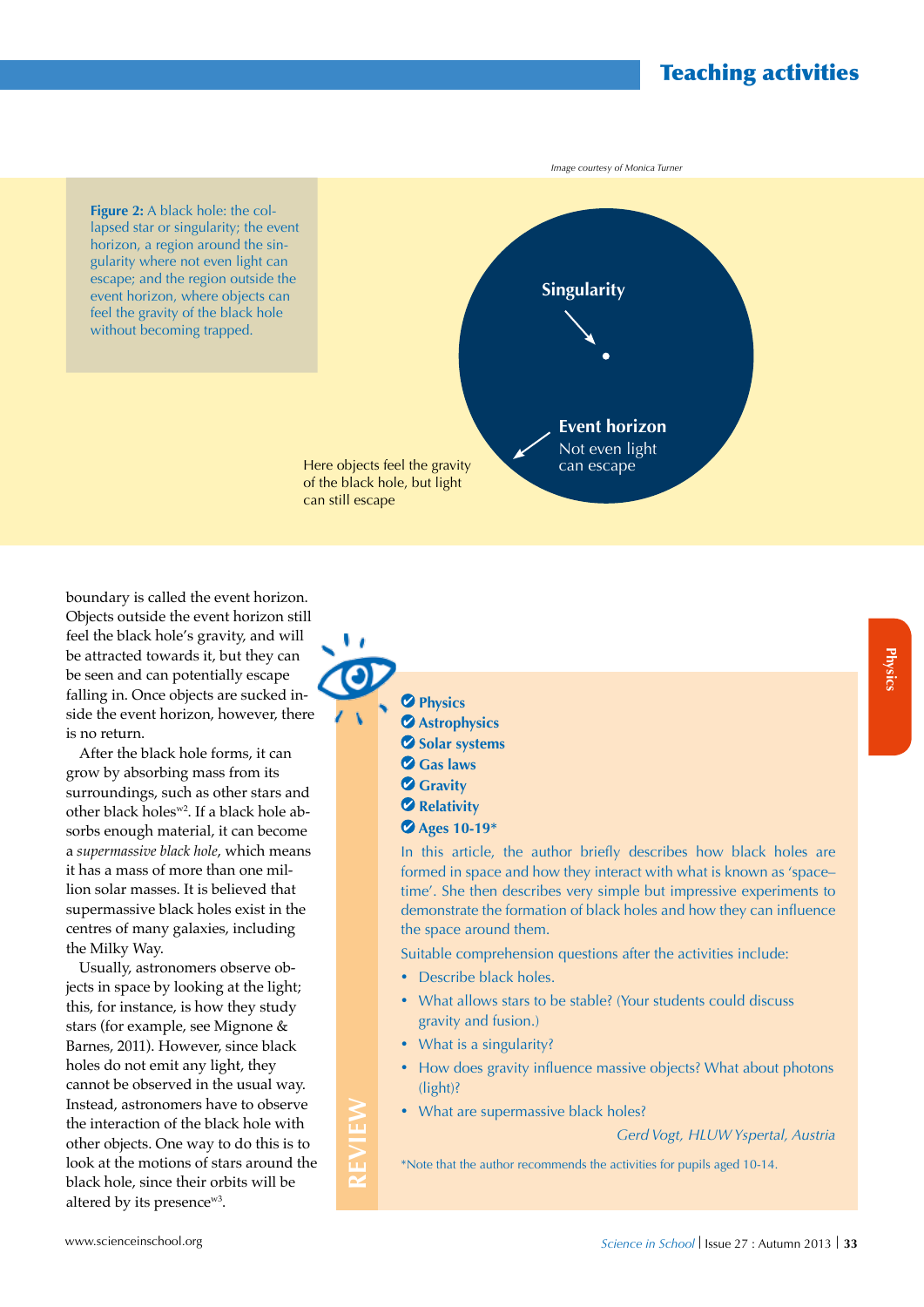Image courtesy of Monica Turner

**Figure 2:** A black hole: the collapsed star or singularity; the event horizon, a region around the singularity where not even light can escape; and the region outside the event horizon, where objects can feel the gravity of the black hole without becoming trapped.

Singularity

Event horizon
Not even light can escape

Here objects feel the gravity of the black hole, but light can still escape

boundary is called the event horizon. Objects outside the event horizon still feel the black hole's gravity, and will be attracted towards it, but they can be seen and can potentially escape falling in. Once objects are sucked inside the event horizon, however, there is no return.

After the black hole forms, it can grow by absorbing mass from its surroundings, such as other stars and other black holes[w2]. If a black hole absorbs enough material, it can become a *supermassive black hole*, which means it has a mass of more than one million solar masses. It is believed that supermassive black holes exist in the centres of many galaxies, including the Milky Way.

Usually, astronomers observe objects in space by looking at the light; this, for instance, is how they study stars (for example, see Mignone & Barnes, 2011). However, since black holes do not emit any light, they cannot be observed in the usual way. Instead, astronomers have to observe the interaction of the black hole with other objects. One way to do this is to look at the motions of stars around the black hole, since their orbits will be altered by its presence[w3].

## REVIEW

- **Physics**
- **Astrophysics**
- **Solar systems**
- **Gas laws**
- **Gravity**
- **Relativity**
- **Ages 10-19***

In this article, the author briefly describes how black holes are formed in space and how they interact with what is known as 'space–time'. She then describes very simple but impressive experiments to demonstrate the formation of black holes and how they can influence the space around them.

Suitable comprehension questions after the activities include:

- Describe black holes.
- What allows stars to be stable? (Your students could discuss gravity and fusion.)
- What is a singularity?
- How does gravity influence massive objects? What about photons (light)?
- What are supermassive black holes?

*Gerd Vogt, HLUW Yspertal, Austria*

*Note that the author recommends the activities for pupils aged 10-14.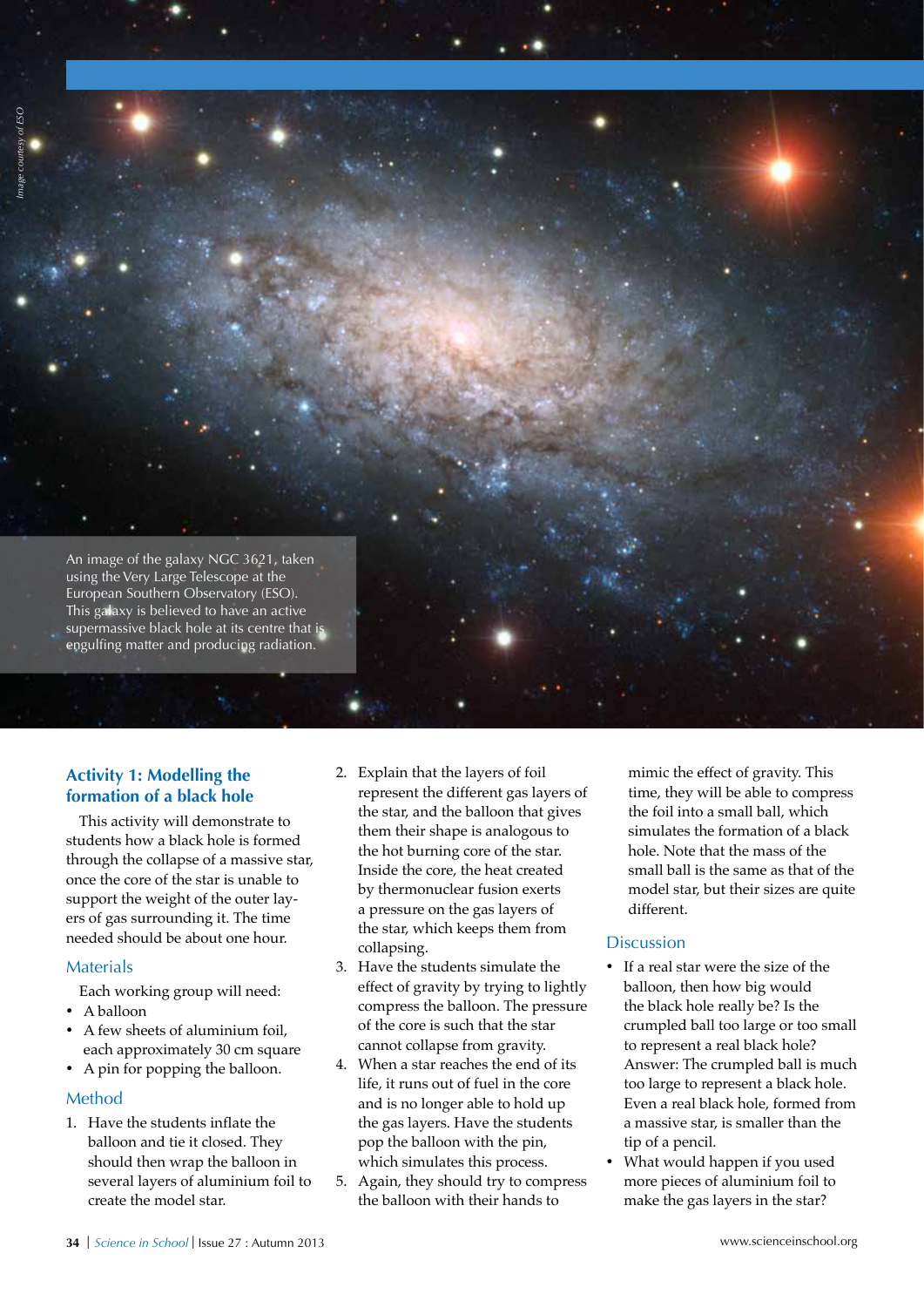An image of the galaxy NGC 3621, taken using the Very Large Telescope at the European Southern Observatory (ESO). This galaxy is believed to have an active supermassive black hole at its centre that is engulfing matter and producing radiation.

### Activity 1: Modelling the formation of a black hole

This activity will demonstrate to students how a black hole is formed through the collapse of a massive star, once the core of the star is unable to support the weight of the outer layers of gas surrounding it. The time needed should be about one hour.

#### Materials

Each working group will need:

- A balloon
- A few sheets of aluminium foil, each approximately 30 cm square
- A pin for popping the balloon.

#### Method

1. Have the students inflate the balloon and tie it closed. They should then wrap the balloon in several layers of aluminium foil to create the model star.
2. Explain that the layers of foil represent the different gas layers of the star, and the balloon that gives them their shape is analogous to the hot burning core of the star. Inside the core, the heat created by thermonuclear fusion exerts a pressure on the gas layers of the star, which keeps them from collapsing.
3. Have the students simulate the effect of gravity by trying to lightly compress the balloon. The pressure of the core is such that the star cannot collapse from gravity.
4. When a star reaches the end of its life, it runs out of fuel in the core and is no longer able to hold up the gas layers. Have the students pop the balloon with the pin, which simulates this process.
5. Again, they should try to compress the balloon with their hands to mimic the effect of gravity. This time, they will be able to compress the foil into a small ball, which simulates the formation of a black hole. Note that the mass of the small ball is the same as that of the model star, but their sizes are quite different.

#### Discussion

- If a real star were the size of the balloon, then how big would the black hole really be? Is the crumpled ball too large or too small to represent a real black hole?
  Answer: The crumpled ball is much too large to represent a black hole. Even a real black hole, formed from a massive star, is smaller than the tip of a pencil.
- What would happen if you used more pieces of aluminium foil to make the gas layers in the star?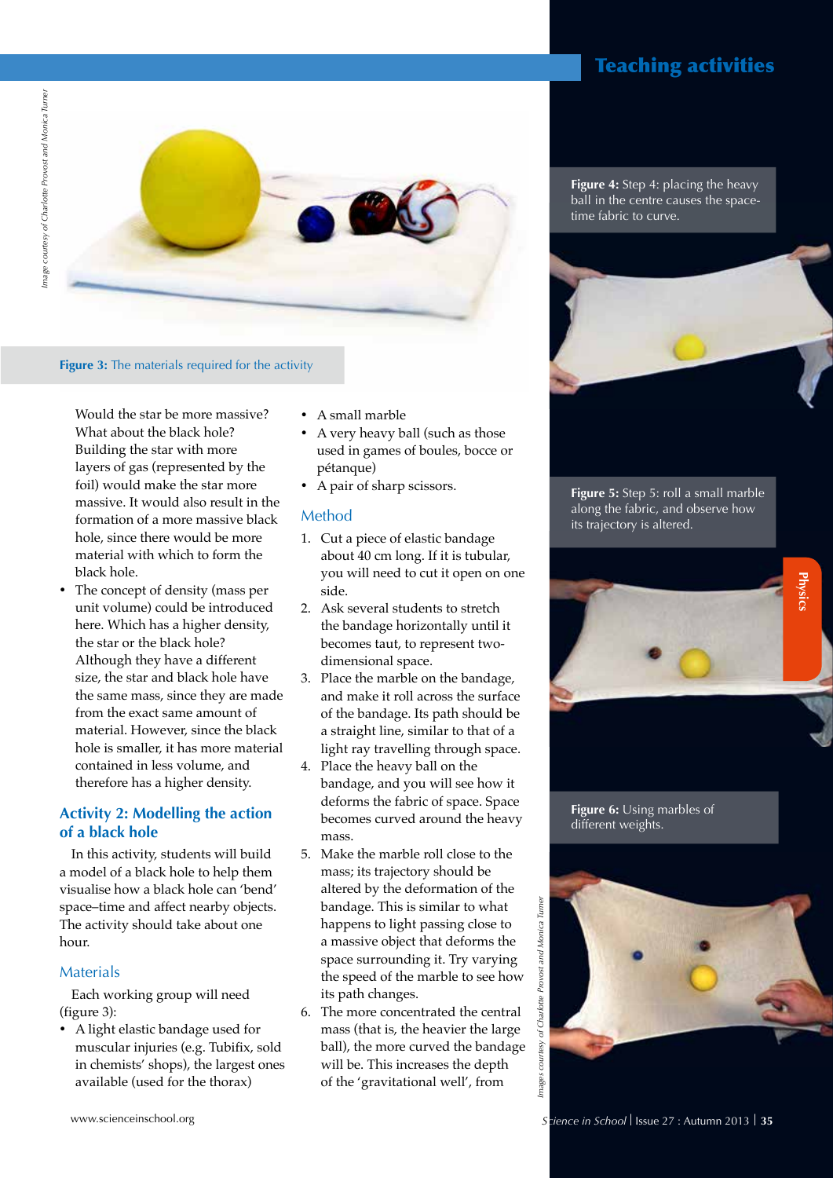Figure 3: The materials required for the activity

Would the star be more massive? What about the black hole? Building the star with more layers of gas (represented by the foil) would make the star more massive. It would also result in the formation of a more massive black hole, since there would be more material with which to form the black hole.

- The concept of density (mass per unit volume) could be introduced here. Which has a higher density, the star or the black hole? Although they have a different size, the star and black hole have the same mass, since they are made from the exact same amount of material. However, since the black hole is smaller, it has more material contained in less volume, and therefore has a higher density.

## Activity 2: Modelling the action of a black hole

In this activity, students will build a model of a black hole to help them visualise how a black hole can 'bend' space–time and affect nearby objects. The activity should take about one hour.

### Materials

Each working group will need (figure 3):

- A light elastic bandage used for muscular injuries (e.g. Tubifix, sold in chemists' shops), the largest ones available (used for the thorax)
- A small marble
- A very heavy ball (such as those used in games of boules, bocce or pétanque)
- A pair of sharp scissors.

### Method

1. Cut a piece of elastic bandage about 40 cm long. If it is tubular, you will need to cut it open on one side.
2. Ask several students to stretch the bandage horizontally until it becomes taut, to represent two-dimensional space.
3. Place the marble on the bandage, and make it roll across the surface of the bandage. Its path should be a straight line, similar to that of a light ray travelling through space.
4. Place the heavy ball on the bandage, and you will see how it deforms the fabric of space. Space becomes curved around the heavy mass.
5. Make the marble roll close to the mass; its trajectory should be altered by the deformation of the bandage. This is similar to what happens to light passing close to a massive object that deforms the space surrounding it. Try varying the speed of the marble to see how its path changes.
6. The more concentrated the central mass (that is, the heavier the large ball), the more curved the bandage will be. This increases the depth of the 'gravitational well', from

Figure 4: Step 4: placing the heavy ball in the centre causes the space-time fabric to curve.

Figure 5: Step 5: roll a small marble along the fabric, and observe how its trajectory is altered.

Figure 6: Using marbles of different weights.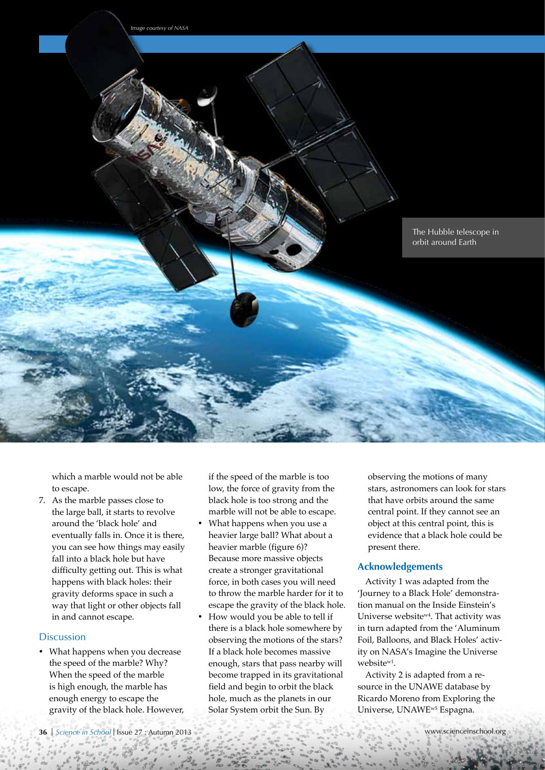Image courtesy of NASA

The Hubble telescope in orbit around Earth

which a marble would not be able to escape.

7. As the marble passes close to the large ball, it starts to revolve around the 'black hole' and eventually falls in. Once it is there, you can see how things may easily fall into a black hole but have difficulty getting out. This is what happens with black holes: their gravity deforms space in such a way that light or other objects fall in and cannot escape.

### Discussion

- What happens when you decrease the speed of the marble? Why? When the speed of the marble is high enough, the marble has enough energy to escape the gravity of the black hole. However, if the speed of the marble is too low, the force of gravity from the black hole is too strong and the marble will not be able to escape.
- What happens when you use a heavier large ball? What about a heavier marble (figure 6)? Because more massive objects create a stronger gravitational force, in both cases you will need to throw the marble harder for it to escape the gravity of the black hole.
- How would you be able to tell if there is a black hole somewhere by observing the motions of the stars? If a black hole becomes massive enough, stars that pass nearby will become trapped in its gravitational field and begin to orbit the black hole, much as the planets in our Solar System orbit the Sun. By observing the motions of many stars, astronomers can look for stars that have orbits around the same central point. If they cannot see an object at this central point, this is evidence that a black hole could be present there.

## Acknowledgements

Activity 1 was adapted from the 'Journey to a Black Hole' demonstration manual on the Inside Einstein's Universe website[w4]. That activity was in turn adapted from the 'Aluminum Foil, Balloons, and Black Holes' activity on NASA's Imagine the Universe website[w1].

Activity 2 is adapted from a resource in the UNAWE database by Ricardo Moreno from Exploring the Universe, UNAWE[w5] Espagna.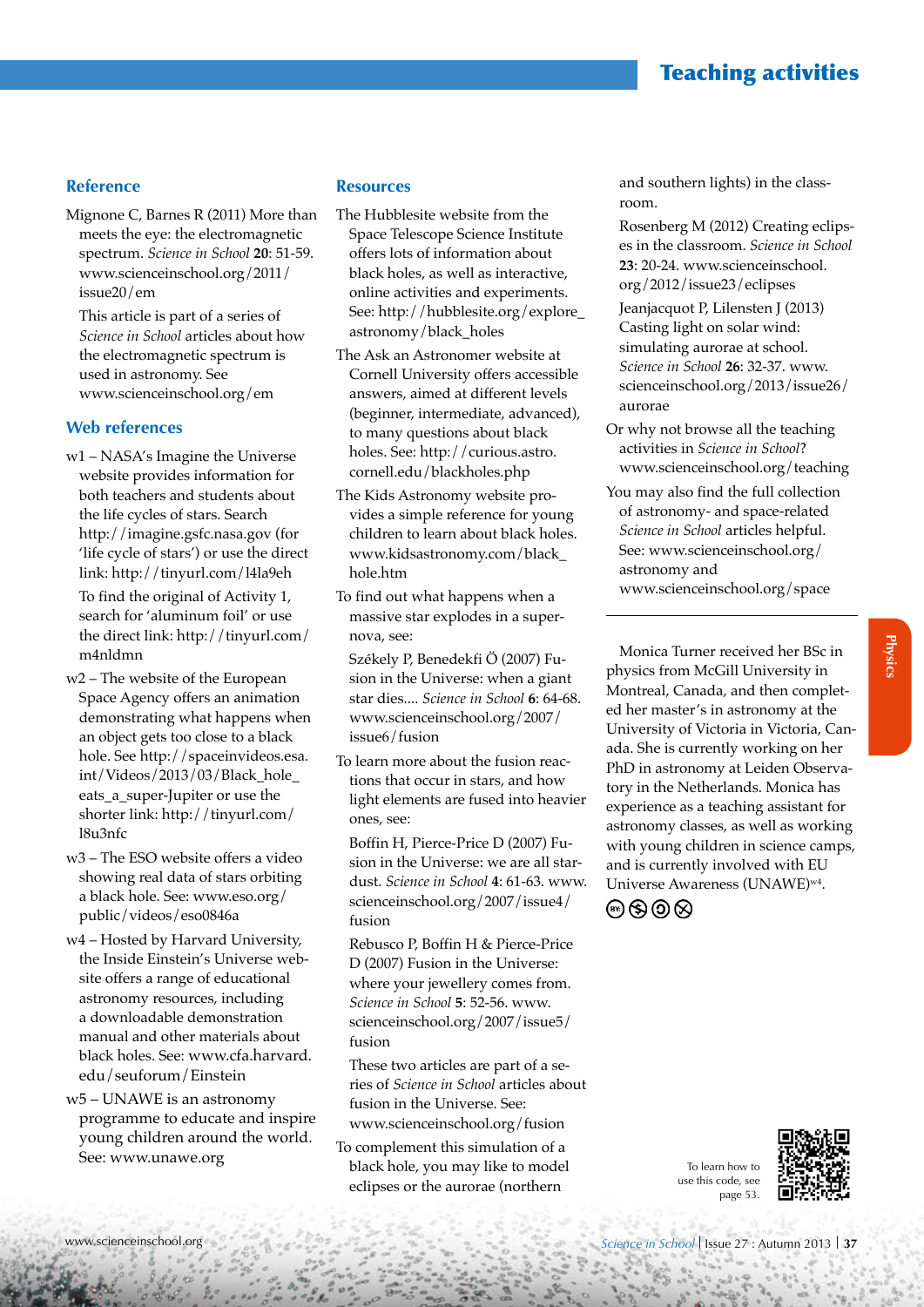## Reference

Mignone C, Barnes R (2011) More than meets the eye: the electromagnetic spectrum. *Science in School* **20**: 51-59. www.scienceinschool.org/2011/issue20/em

This article is part of a series of *Science in School* articles about how the electromagnetic spectrum is used in astronomy. See www.scienceinschool.org/em

## Web references

w1 – NASA's Imagine the Universe website provides information for both teachers and students about the life cycles of stars. Search http://imagine.gsfc.nasa.gov (for 'life cycle of stars') or use the direct link: http://tinyurl.com/l4la9eh

To find the original of Activity 1, search for 'aluminum foil' or use the direct link: http://tinyurl.com/m4nldmn

w2 – The website of the European Space Agency offers an animation demonstrating what happens when an object gets too close to a black hole. See http://spaceinvideos.esa.int/Videos/2013/03/Black_hole_eats_a_super-Jupiter or use the shorter link: http://tinyurl.com/l8u3nfc

w3 – The ESO website offers a video showing real data of stars orbiting a black hole. See: www.eso.org/public/videos/eso0846a

w4 – Hosted by Harvard University, the Inside Einstein's Universe website offers a range of educational astronomy resources, including a downloadable demonstration manual and other materials about black holes. See: www.cfa.harvard.edu/seuforum/Einstein

w5 – UNAWE is an astronomy programme to educate and inspire young children around the world. See: www.unawe.org

## Resources

The Hubblesite website from the Space Telescope Science Institute offers lots of information about black holes, as well as interactive, online activities and experiments. See: http://hubblesite.org/explore_astronomy/black_holes

The Ask an Astronomer website at Cornell University offers accessible answers, aimed at different levels (beginner, intermediate, advanced), to many questions about black holes. See: http://curious.astro.cornell.edu/blackholes.php

The Kids Astronomy website provides a simple reference for young children to learn about black holes. www.kidsastronomy.com/black_hole.htm

To find out what happens when a massive star explodes in a supernova, see:

Székely P, Benedekfi Ö (2007) Fusion in the Universe: when a giant star dies.... *Science in School* **6**: 64-68. www.scienceinschool.org/2007/issue6/fusion

To learn more about the fusion reactions that occur in stars, and how light elements are fused into heavier ones, see:

Boffin H, Pierce-Price D (2007) Fusion in the Universe: we are all stardust. *Science in School* **4**: 61-63. www.scienceinschool.org/2007/issue4/fusion

Rebusco P, Boffin H & Pierce-Price D (2007) Fusion in the Universe: where your jewellery comes from. *Science in School* **5**: 52-56. www.scienceinschool.org/2007/issue5/fusion

These two articles are part of a series of *Science in School* articles about fusion in the Universe. See: www.scienceinschool.org/fusion

To complement this simulation of a black hole, you may like to model eclipses or the aurorae (northern and southern lights) in the classroom.

Rosenberg M (2012) Creating eclipses in the classroom. *Science in School* **23**: 20-24. www.scienceinschool.org/2012/issue23/eclipses

Jeanjacquot P, Lilensten J (2013) Casting light on solar wind: simulating aurorae at school. *Science in School* **26**: 32-37. www.scienceinschool.org/2013/issue26/aurorae

Or why not browse all the teaching activities in *Science in School*? www.scienceinschool.org/teaching

You may also find the full collection of astronomy- and space-related *Science in School* articles helpful. See: www.scienceinschool.org/astronomy and www.scienceinschool.org/space

---

Monica Turner received her BSc in physics from McGill University in Montreal, Canada, and then completed her master's in astronomy at the University of Victoria in Victoria, Canada. She is currently working on her PhD in astronomy at Leiden Observatory in the Netherlands. Monica has experience as a teaching assistant for astronomy classes, as well as working with young children in science camps, and is currently involved with EU Universe Awareness (UNAWE)[w4].

To learn how to use this code, see page 53.